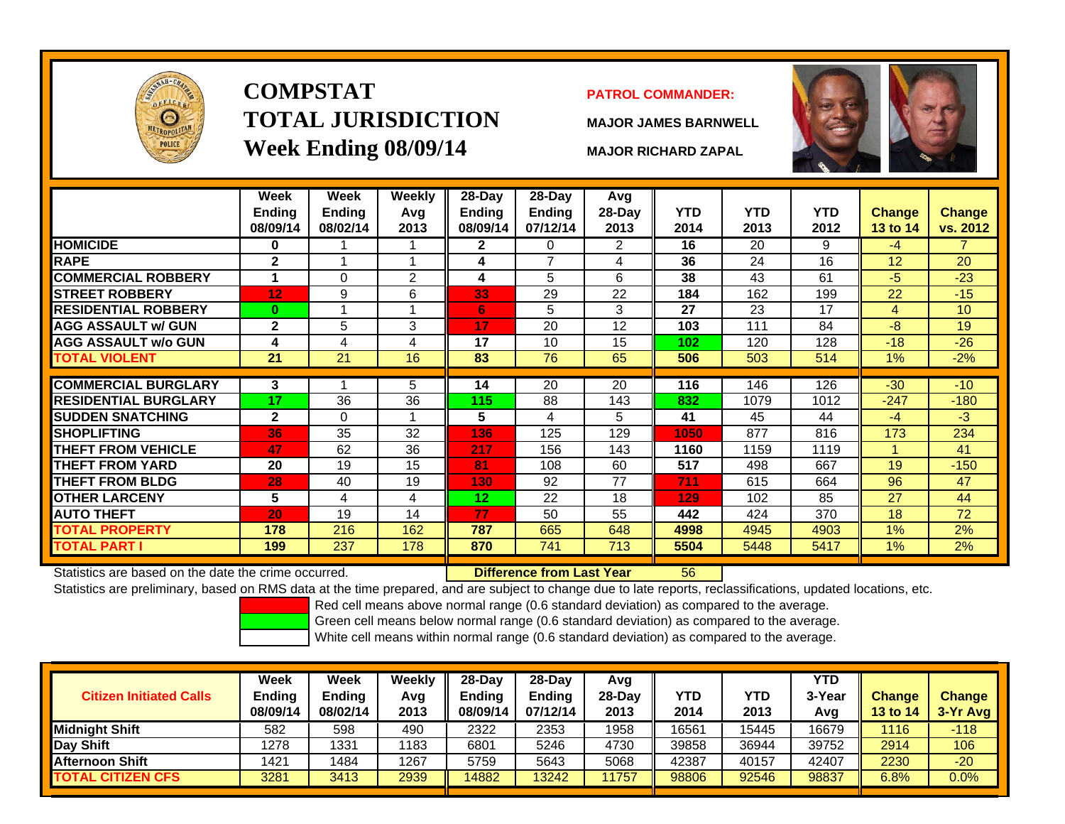# COMPSTAT
## TOTAL JURISDICTION
## Week Ending 08/09/14

**PATROL COMMANDER:**

**MAJOR JAMES BARNWELL**

**MAJOR RICHARD ZAPAL**

| | Week Ending 08/09/14 | Week Ending 08/02/14 | Weekly Avg 2013 | 28-Day Ending 08/09/14 | 28-Day Ending 07/12/14 | Avg 28-Day 2013 | YTD 2014 | YTD 2013 | YTD 2012 | Change 13 to 14 | Change vs. 2012 |
|---|---|---|---|---|---|---|---|---|---|---|---|
| HOMICIDE | 0 | 1 | 1 | 2 | 0 | 2 | 16 | 20 | 9 | -4 | 7 |
| RAPE | 2 | 1 | 1 | 4 | 7 | 4 | 36 | 24 | 16 | 12 | 20 |
| COMMERCIAL ROBBERY | 1 | 0 | 2 | 4 | 5 | 6 | 38 | 43 | 61 | -5 | -23 |
| STREET ROBBERY | 12 | 9 | 6 | 33 | 29 | 22 | 184 | 162 | 199 | 22 | -15 |
| RESIDENTIAL ROBBERY | 0 | 1 | 1 | 6 | 5 | 3 | 27 | 23 | 17 | 4 | 10 |
| AGG ASSAULT w/ GUN | 2 | 5 | 3 | 17 | 20 | 12 | 103 | 111 | 84 | -8 | 19 |
| AGG ASSAULT w/o GUN | 4 | 4 | 4 | 17 | 10 | 15 | 102 | 120 | 128 | -18 | -26 |
| TOTAL VIOLENT | 21 | 21 | 16 | 83 | 76 | 65 | 506 | 503 | 514 | 1% | -2% |
| COMMERCIAL BURGLARY | 3 | 1 | 5 | 14 | 20 | 20 | 116 | 146 | 126 | -30 | -10 |
| RESIDENTIAL BURGLARY | 17 | 36 | 36 | 115 | 88 | 143 | 832 | 1079 | 1012 | -247 | -180 |
| SUDDEN SNATCHING | 2 | 0 | 1 | 5 | 4 | 5 | 41 | 45 | 44 | -4 | -3 |
| SHOPLIFTING | 36 | 35 | 32 | 136 | 125 | 129 | 1050 | 877 | 816 | 173 | 234 |
| THEFT FROM VEHICLE | 47 | 62 | 36 | 217 | 156 | 143 | 1160 | 1159 | 1119 | 1 | 41 |
| THEFT FROM YARD | 20 | 19 | 15 | 81 | 108 | 60 | 517 | 498 | 667 | 19 | -150 |
| THEFT FROM BLDG | 28 | 40 | 19 | 130 | 92 | 77 | 711 | 615 | 664 | 96 | 47 |
| OTHER LARCENY | 5 | 4 | 4 | 12 | 22 | 18 | 129 | 102 | 85 | 27 | 44 |
| AUTO THEFT | 20 | 19 | 14 | 77 | 50 | 55 | 442 | 424 | 370 | 18 | 72 |
| TOTAL PROPERTY | 178 | 216 | 162 | 787 | 665 | 648 | 4998 | 4945 | 4903 | 1% | 2% |
| TOTAL PART I | 199 | 237 | 178 | 870 | 741 | 713 | 5504 | 5448 | 5417 | 1% | 2% |

Statistics are based on the date the crime occurred. **Difference from Last Year** 56

Statistics are preliminary, based on RMS data at the time prepared, and are subject to change due to late reports, reclassifications, updated locations, etc.

Red cell means above normal range (0.6 standard deviation) as compared to the average.

Green cell means below normal range (0.6 standard deviation) as compared to the average.

White cell means within normal range (0.6 standard deviation) as compared to the average.

| Citizen Initiated Calls | Week Ending 08/09/14 | Week Ending 08/02/14 | Weekly Avg 2013 | 28-Day Ending 08/09/14 | 28-Day Ending 07/12/14 | Avg 28-Day 2013 | YTD 2014 | YTD 2013 | YTD 3-Year Avg | Change 13 to 14 | Change 3-Yr Avg |
|---|---|---|---|---|---|---|---|---|---|---|---|
| Midnight Shift | 582 | 598 | 490 | 2322 | 2353 | 1958 | 16561 | 15445 | 16679 | 1116 | -118 |
| Day Shift | 1278 | 1331 | 1183 | 6801 | 5246 | 4730 | 39858 | 36944 | 39752 | 2914 | 106 |
| Afternoon Shift | 1421 | 1484 | 1267 | 5759 | 5643 | 5068 | 42387 | 40157 | 42407 | 2230 | -20 |
| TOTAL CITIZEN CFS | 3281 | 3413 | 2939 | 14882 | 13242 | 11757 | 98806 | 92546 | 98837 | 6.8% | 0.0% |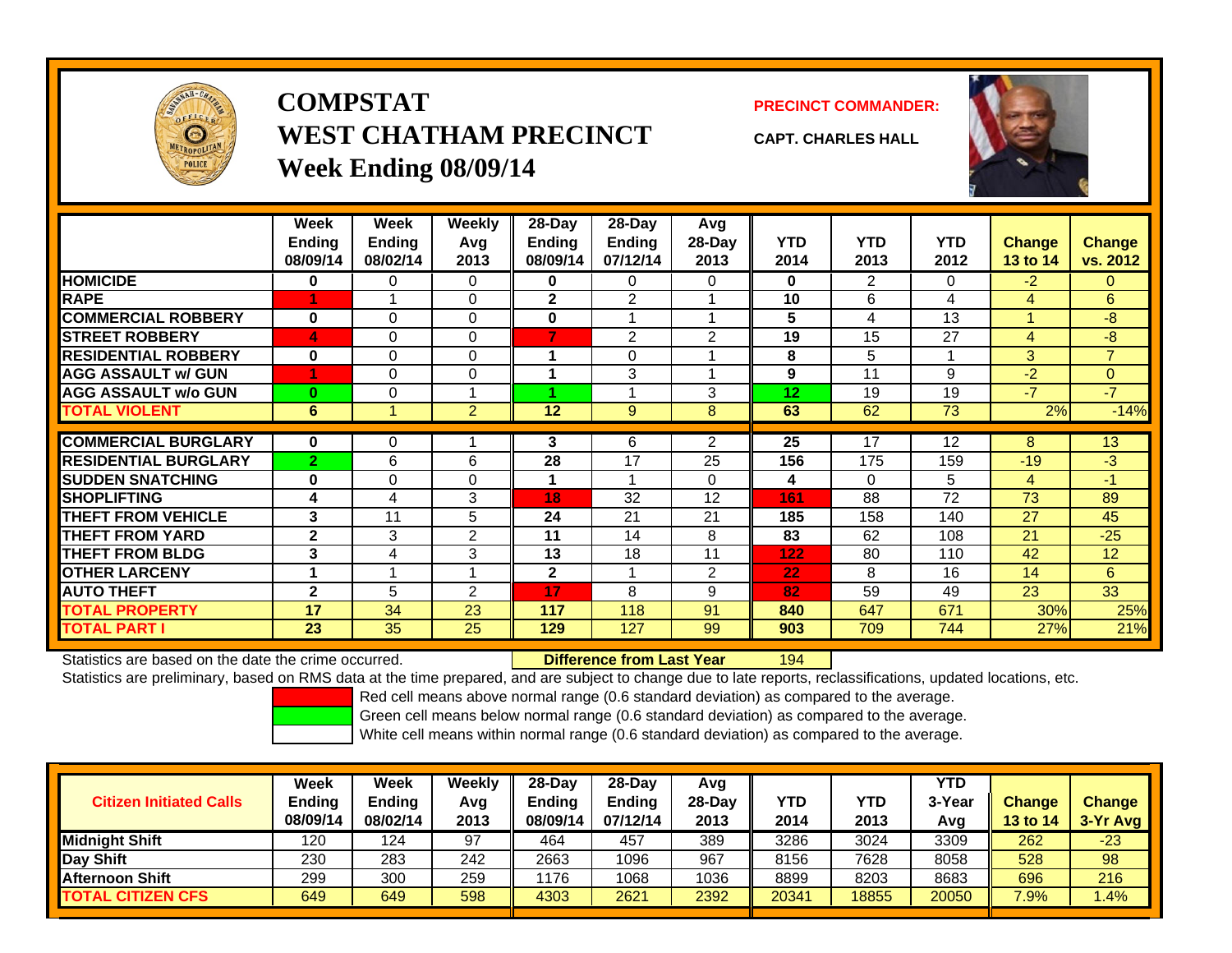# COMPSTAT
# WEST CHATHAM PRECINCT
## Week Ending 08/09/14

**PRECINCT COMMANDER:**

**CAPT. CHARLES HALL**

| | Week Ending 08/09/14 | Week Ending 08/02/14 | Weekly Avg 2013 | 28-Day Ending 08/09/14 | 28-Day Ending 07/12/14 | Avg 28-Day 2013 | YTD 2014 | YTD 2013 | YTD 2012 | Change 13 to 14 | Change vs. 2012 |
|---|---|---|---|---|---|---|---|---|---|---|---|
| HOMICIDE | 0 | 0 | 0 | 0 | 0 | 0 | 0 | 2 | 0 | -2 | 0 |
| RAPE | 1 | 1 | 0 | 2 | 2 | 1 | 10 | 6 | 4 | 4 | 6 |
| COMMERCIAL ROBBERY | 0 | 0 | 0 | 0 | 1 | 1 | 5 | 4 | 13 | 1 | -8 |
| STREET ROBBERY | 4 | 0 | 0 | 7 | 2 | 2 | 19 | 15 | 27 | 4 | -8 |
| RESIDENTIAL ROBBERY | 0 | 0 | 0 | 1 | 0 | 1 | 8 | 5 | 1 | 3 | 7 |
| AGG ASSAULT w/ GUN | 1 | 0 | 0 | 1 | 3 | 1 | 9 | 11 | 9 | -2 | 0 |
| AGG ASSAULT w/o GUN | 0 | 0 | 1 | 1 | 1 | 3 | 12 | 19 | 19 | -7 | -7 |
| TOTAL VIOLENT | 6 | 1 | 2 | 12 | 9 | 8 | 63 | 62 | 73 | 2% | -14% |
| COMMERCIAL BURGLARY | 0 | 0 | 1 | 3 | 6 | 2 | 25 | 17 | 12 | 8 | 13 |
| RESIDENTIAL BURGLARY | 2 | 6 | 6 | 28 | 17 | 25 | 156 | 175 | 159 | -19 | -3 |
| SUDDEN SNATCHING | 0 | 0 | 0 | 1 | 1 | 0 | 4 | 0 | 5 | 4 | -1 |
| SHOPLIFTING | 4 | 4 | 3 | 18 | 32 | 12 | 161 | 88 | 72 | 73 | 89 |
| THEFT FROM VEHICLE | 3 | 11 | 5 | 24 | 21 | 21 | 185 | 158 | 140 | 27 | 45 |
| THEFT FROM YARD | 2 | 3 | 2 | 11 | 14 | 8 | 83 | 62 | 108 | 21 | -25 |
| THEFT FROM BLDG | 3 | 4 | 3 | 13 | 18 | 11 | 122 | 80 | 110 | 42 | 12 |
| OTHER LARCENY | 1 | 1 | 1 | 2 | 1 | 2 | 22 | 8 | 16 | 14 | 6 |
| AUTO THEFT | 2 | 5 | 2 | 17 | 8 | 9 | 82 | 59 | 49 | 23 | 33 |
| TOTAL PROPERTY | 17 | 34 | 23 | 117 | 118 | 91 | 840 | 647 | 671 | 30% | 25% |
| TOTAL PART I | 23 | 35 | 25 | 129 | 127 | 99 | 903 | 709 | 744 | 27% | 21% |

Statistics are based on the date the crime occurred. **Difference from Last Year** 194

Statistics are preliminary, based on RMS data at the time prepared, and are subject to change due to late reports, reclassifications, updated locations, etc.

Red cell means above normal range (0.6 standard deviation) as compared to the average.
Green cell means below normal range (0.6 standard deviation) as compared to the average.
White cell means within normal range (0.6 standard deviation) as compared to the average.

| Citizen Initiated Calls | Week Ending 08/09/14 | Week Ending 08/02/14 | Weekly Avg 2013 | 28-Day Ending 08/09/14 | 28-Day Ending 07/12/14 | Avg 28-Day 2013 | YTD 2014 | YTD 2013 | YTD 3-Year Avg | Change 13 to 14 | Change 3-Yr Avg |
|---|---|---|---|---|---|---|---|---|---|---|---|
| Midnight Shift | 120 | 124 | 97 | 464 | 457 | 389 | 3286 | 3024 | 3309 | 262 | -23 |
| Day Shift | 230 | 283 | 242 | 2663 | 1096 | 967 | 8156 | 7628 | 8058 | 528 | 98 |
| Afternoon Shift | 299 | 300 | 259 | 1176 | 1068 | 1036 | 8899 | 8203 | 8683 | 696 | 216 |
| TOTAL CITIZEN CFS | 649 | 649 | 598 | 4303 | 2621 | 2392 | 20341 | 18855 | 20050 | 7.9% | 1.4% |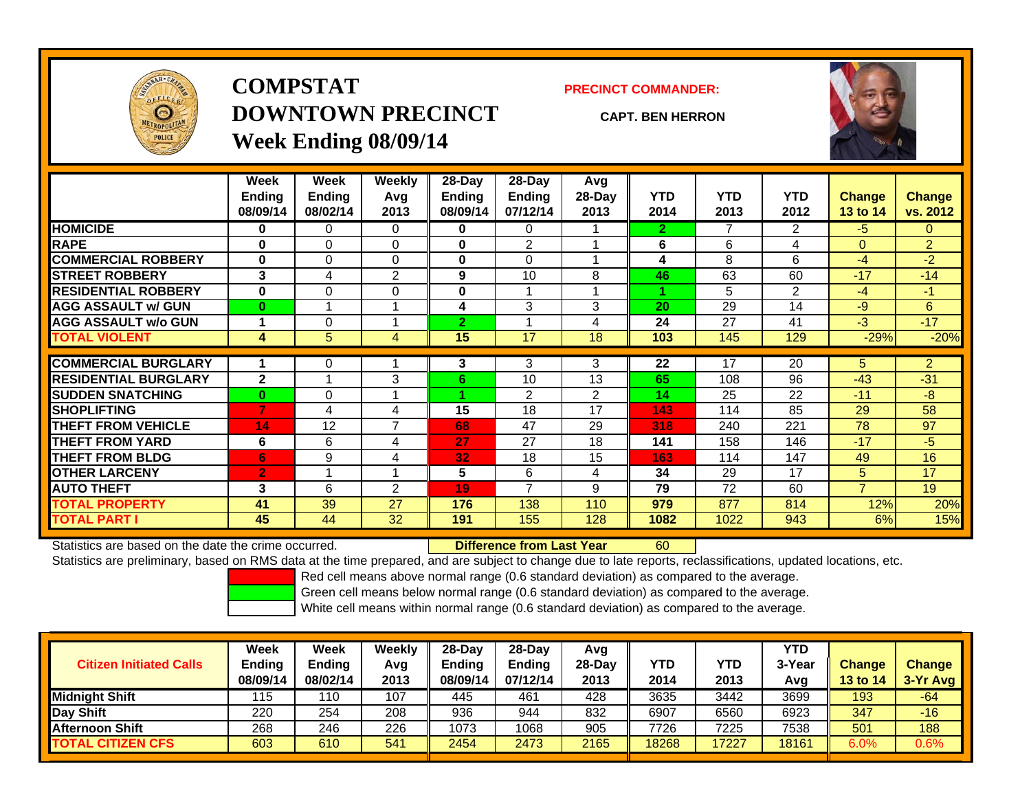# COMPSTAT
# DOWNTOWN PRECINCT
## Week Ending 08/09/14

**PRECINCT COMMANDER:**

**CAPT. BEN HERRON**

| | Week Ending 08/09/14 | Week Ending 08/02/14 | Weekly Avg 2013 | 28-Day Ending 08/09/14 | 28-Day Ending 07/12/14 | Avg 28-Day 2013 | YTD 2014 | YTD 2013 | YTD 2012 | Change 13 to 14 | Change vs. 2012 |
|---|---|---|---|---|---|---|---|---|---|---|---|
| HOMICIDE | 0 | 0 | 0 | 0 | 0 | 1 | 2 | 7 | 2 | -5 | 0 |
| RAPE | 0 | 0 | 0 | 0 | 2 | 1 | 6 | 6 | 4 | 0 | 2 |
| COMMERCIAL ROBBERY | 0 | 0 | 0 | 0 | 0 | 1 | 4 | 8 | 6 | -4 | -2 |
| STREET ROBBERY | 3 | 4 | 2 | 9 | 10 | 8 | 46 | 63 | 60 | -17 | -14 |
| RESIDENTIAL ROBBERY | 0 | 0 | 0 | 0 | 1 | 1 | 1 | 5 | 2 | -4 | -1 |
| AGG ASSAULT w/ GUN | 0 | 1 | 1 | 4 | 3 | 3 | 20 | 29 | 14 | -9 | 6 |
| AGG ASSAULT w/o GUN | 1 | 0 | 1 | 2 | 1 | 4 | 24 | 27 | 41 | -3 | -17 |
| TOTAL VIOLENT | 4 | 5 | 4 | 15 | 17 | 18 | 103 | 145 | 129 | -29% | -20% |
| COMMERCIAL BURGLARY | 1 | 0 | 1 | 3 | 3 | 3 | 22 | 17 | 20 | 5 | 2 |
| RESIDENTIAL BURGLARY | 2 | 1 | 3 | 6 | 10 | 13 | 65 | 108 | 96 | -43 | -31 |
| SUDDEN SNATCHING | 0 | 0 | 1 | 1 | 2 | 2 | 14 | 25 | 22 | -11 | -8 |
| SHOPLIFTING | 7 | 4 | 4 | 15 | 18 | 17 | 143 | 114 | 85 | 29 | 58 |
| THEFT FROM VEHICLE | 14 | 12 | 7 | 68 | 47 | 29 | 318 | 240 | 221 | 78 | 97 |
| THEFT FROM YARD | 6 | 6 | 4 | 27 | 27 | 18 | 141 | 158 | 146 | -17 | -5 |
| THEFT FROM BLDG | 6 | 9 | 4 | 32 | 18 | 15 | 163 | 114 | 147 | 49 | 16 |
| OTHER LARCENY | 2 | 1 | 1 | 5 | 6 | 4 | 34 | 29 | 17 | 5 | 17 |
| AUTO THEFT | 3 | 6 | 2 | 19 | 7 | 9 | 79 | 72 | 60 | 7 | 19 |
| TOTAL PROPERTY | 41 | 39 | 27 | 176 | 138 | 110 | 979 | 877 | 814 | 12% | 20% |
| TOTAL PART I | 45 | 44 | 32 | 191 | 155 | 128 | 1082 | 1022 | 943 | 6% | 15% |

Statistics are based on the date the crime occurred. **Difference from Last Year** 60

Statistics are preliminary, based on RMS data at the time prepared, and are subject to change due to late reports, reclassifications, updated locations, etc.

Red cell means above normal range (0.6 standard deviation) as compared to the average.
Green cell means below normal range (0.6 standard deviation) as compared to the average.
White cell means within normal range (0.6 standard deviation) as compared to the average.

| Citizen Initiated Calls | Week Ending 08/09/14 | Week Ending 08/02/14 | Weekly Avg 2013 | 28-Day Ending 08/09/14 | 28-Day Ending 07/12/14 | Avg 28-Day 2013 | YTD 2014 | YTD 2013 | YTD 3-Year Avg | Change 13 to 14 | Change 3-Yr Avg |
|---|---|---|---|---|---|---|---|---|---|---|---|
| Midnight Shift | 115 | 110 | 107 | 445 | 461 | 428 | 3635 | 3442 | 3699 | 193 | -64 |
| Day Shift | 220 | 254 | 208 | 936 | 944 | 832 | 6907 | 6560 | 6923 | 347 | -16 |
| Afternoon Shift | 268 | 246 | 226 | 1073 | 1068 | 905 | 7726 | 7225 | 7538 | 501 | 188 |
| TOTAL CITIZEN CFS | 603 | 610 | 541 | 2454 | 2473 | 2165 | 18268 | 17227 | 18161 | 6.0% | 0.6% |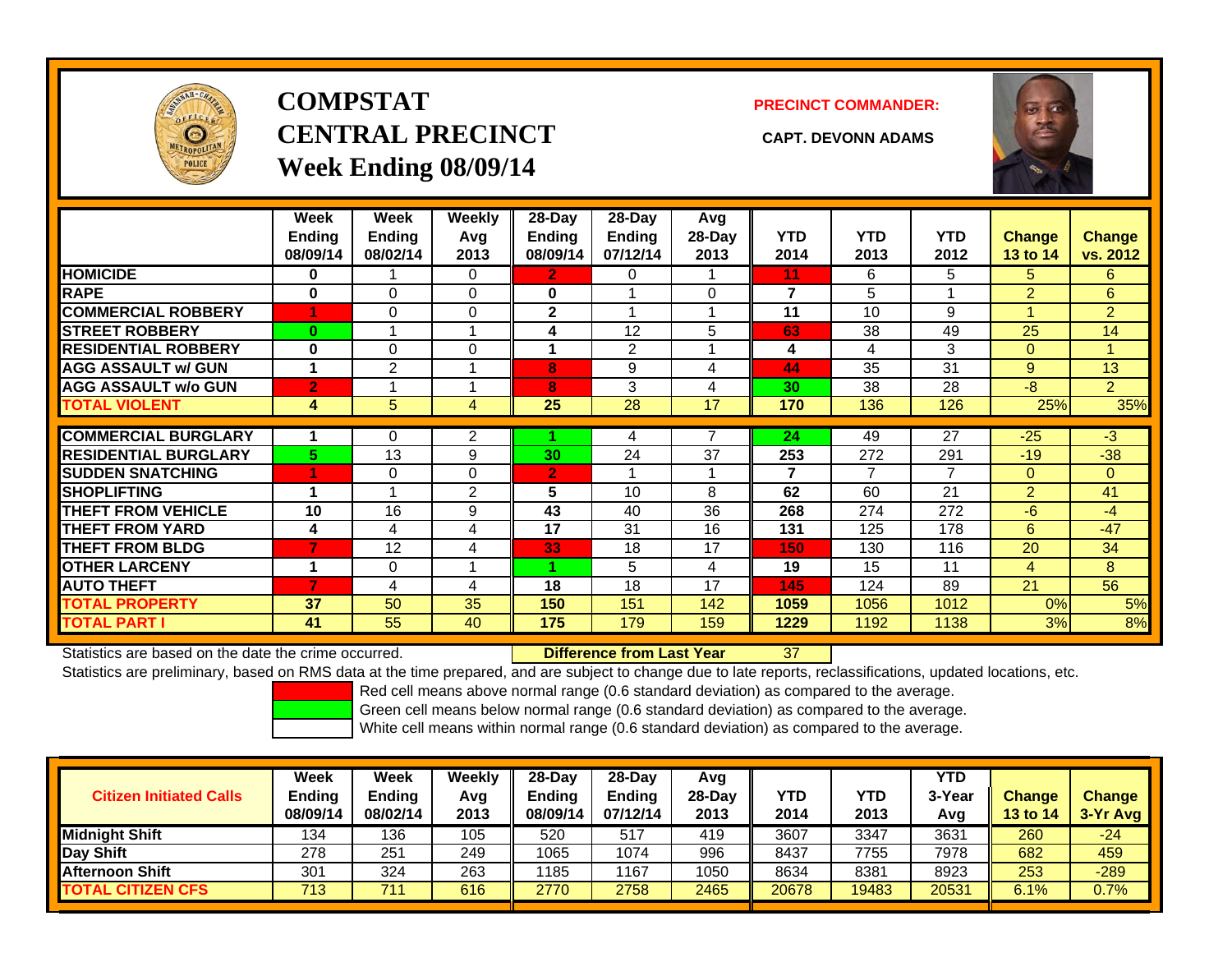# COMPSTAT
# CENTRAL PRECINCT
# Week Ending 08/09/14

**PRECINCT COMMANDER:**

**CAPT. DEVONN ADAMS**

| | Week Ending 08/09/14 | Week Ending 08/02/14 | Weekly Avg 2013 | 28-Day Ending 08/09/14 | 28-Day Ending 07/12/14 | Avg 28-Day 2013 | YTD 2014 | YTD 2013 | YTD 2012 | Change 13 to 14 | Change vs. 2012 |
|---|---|---|---|---|---|---|---|---|---|---|---|
| **HOMICIDE** | 0 | 1 | 0 | 2 | 0 | 1 | 11 | 6 | 5 | 5 | 6 |
| **RAPE** | 0 | 0 | 0 | 0 | 1 | 0 | 7 | 5 | 1 | 2 | 6 |
| **COMMERCIAL ROBBERY** | 1 | 0 | 0 | 2 | 1 | 1 | 11 | 10 | 9 | 1 | 2 |
| **STREET ROBBERY** | 0 | 1 | 1 | 4 | 12 | 5 | 63 | 38 | 49 | 25 | 14 |
| **RESIDENTIAL ROBBERY** | 0 | 0 | 0 | 1 | 2 | 1 | 4 | 4 | 3 | 0 | 1 |
| **AGG ASSAULT w/ GUN** | 1 | 2 | 1 | 8 | 9 | 4 | 44 | 35 | 31 | 9 | 13 |
| **AGG ASSAULT w/o GUN** | 2 | 1 | 1 | 8 | 3 | 4 | 30 | 38 | 28 | -8 | 2 |
| **TOTAL VIOLENT** | 4 | 5 | 4 | 25 | 28 | 17 | 170 | 136 | 126 | 25% | 35% |
| **COMMERCIAL BURGLARY** | 1 | 0 | 2 | 1 | 4 | 7 | 24 | 49 | 27 | -25 | -3 |
| **RESIDENTIAL BURGLARY** | 5 | 13 | 9 | 30 | 24 | 37 | 253 | 272 | 291 | -19 | -38 |
| **SUDDEN SNATCHING** | 1 | 0 | 0 | 2 | 1 | 1 | 7 | 7 | 7 | 0 | 0 |
| **SHOPLIFTING** | 1 | 1 | 2 | 5 | 10 | 8 | 62 | 60 | 21 | 2 | 41 |
| **THEFT FROM VEHICLE** | 10 | 16 | 9 | 43 | 40 | 36 | 268 | 274 | 272 | -6 | -4 |
| **THEFT FROM YARD** | 4 | 4 | 4 | 17 | 31 | 16 | 131 | 125 | 178 | 6 | -47 |
| **THEFT FROM BLDG** | 7 | 12 | 4 | 33 | 18 | 17 | 150 | 130 | 116 | 20 | 34 |
| **OTHER LARCENY** | 1 | 0 | 1 | 1 | 5 | 4 | 19 | 15 | 11 | 4 | 8 |
| **AUTO THEFT** | 7 | 4 | 4 | 18 | 18 | 17 | 145 | 124 | 89 | 21 | 56 |
| **TOTAL PROPERTY** | 37 | 50 | 35 | 150 | 151 | 142 | 1059 | 1056 | 1012 | 0% | 5% |
| **TOTAL PART I** | 41 | 55 | 40 | 175 | 179 | 159 | 1229 | 1192 | 1138 | 3% | 8% |

Statistics are based on the date the crime occurred. **Difference from Last Year** 37

Statistics are preliminary, based on RMS data at the time prepared, and are subject to change due to late reports, reclassifications, updated locations, etc.

Red cell means above normal range (0.6 standard deviation) as compared to the average.
Green cell means below normal range (0.6 standard deviation) as compared to the average.
White cell means within normal range (0.6 standard deviation) as compared to the average.

| Citizen Initiated Calls | Week Ending 08/09/14 | Week Ending 08/02/14 | Weekly Avg 2013 | 28-Day Ending 08/09/14 | 28-Day Ending 07/12/14 | Avg 28-Day 2013 | YTD 2014 | YTD 2013 | YTD 3-Year Avg | Change 13 to 14 | Change 3-Yr Avg |
|---|---|---|---|---|---|---|---|---|---|---|---|
| **Midnight Shift** | 134 | 136 | 105 | 520 | 517 | 419 | 3607 | 3347 | 3631 | 260 | -24 |
| **Day Shift** | 278 | 251 | 249 | 1065 | 1074 | 996 | 8437 | 7755 | 7978 | 682 | 459 |
| **Afternoon Shift** | 301 | 324 | 263 | 1185 | 1167 | 1050 | 8634 | 8381 | 8923 | 253 | -289 |
| **TOTAL CITIZEN CFS** | 713 | 711 | 616 | 2770 | 2758 | 2465 | 20678 | 19483 | 20531 | 6.1% | 0.7% |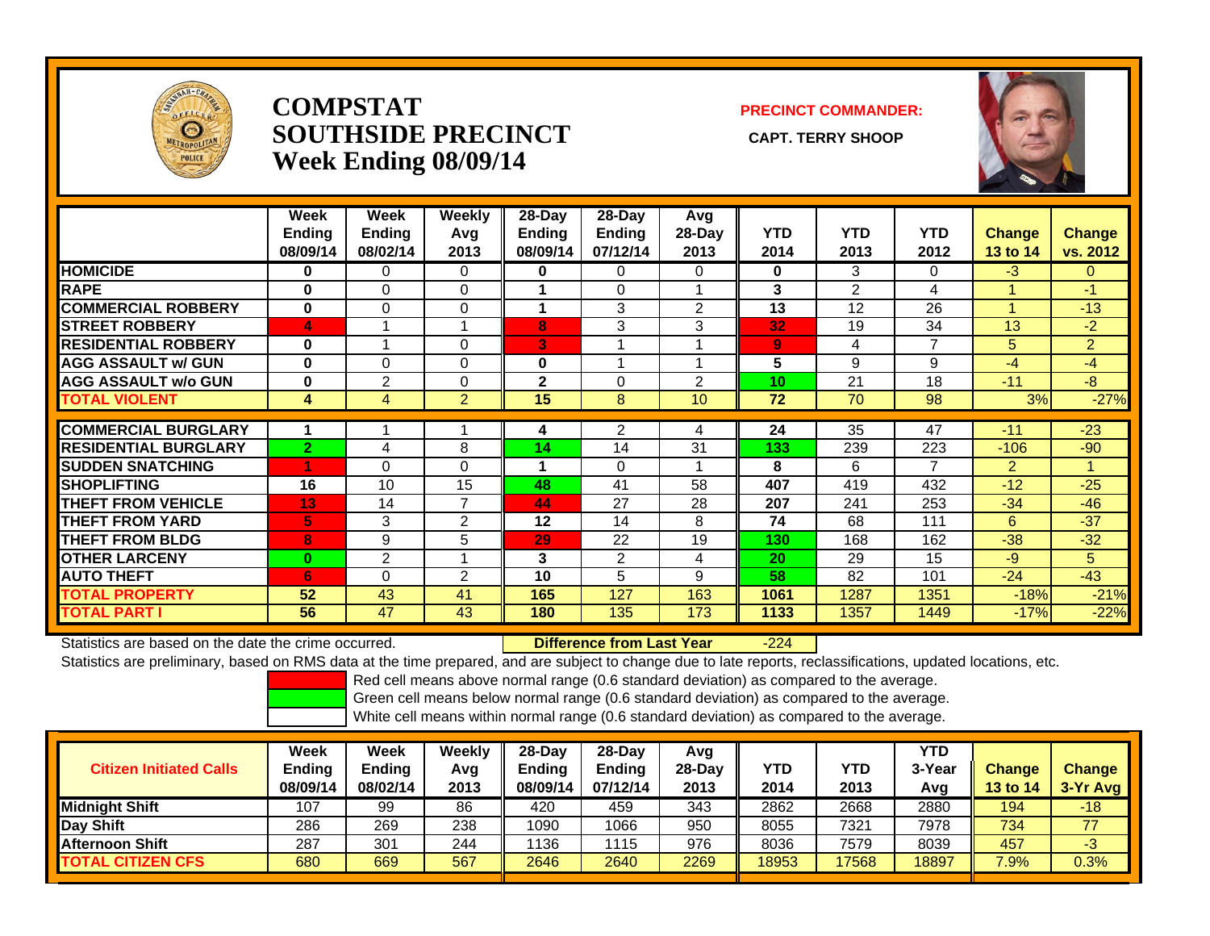# COMPSTAT SOUTHSIDE PRECINCT Week Ending 08/09/14

**PRECINCT COMMANDER:**

**CAPT. TERRY SHOOP**

| | Week Ending 08/09/14 | Week Ending 08/02/14 | Weekly Avg 2013 | 28-Day Ending 08/09/14 | 28-Day Ending 07/12/14 | Avg 28-Day 2013 | YTD 2014 | YTD 2013 | YTD 2012 | Change 13 to 14 | Change vs. 2012 |
|---|---|---|---|---|---|---|---|---|---|---|---|
| **HOMICIDE** | 0 | 0 | 0 | 0 | 0 | 0 | 0 | 3 | 0 | -3 | 0 |
| **RAPE** | 0 | 0 | 0 | 1 | 0 | 1 | 3 | 2 | 4 | 1 | -1 |
| **COMMERCIAL ROBBERY** | 0 | 0 | 0 | 1 | 3 | 2 | 13 | 12 | 26 | 1 | -13 |
| **STREET ROBBERY** | 4 | 1 | 1 | 8 | 3 | 3 | 32 | 19 | 34 | 13 | -2 |
| **RESIDENTIAL ROBBERY** | 0 | 1 | 0 | 3 | 1 | 1 | 9 | 4 | 7 | 5 | 2 |
| **AGG ASSAULT w/ GUN** | 0 | 0 | 0 | 0 | 1 | 1 | 5 | 9 | 9 | -4 | -4 |
| **AGG ASSAULT w/o GUN** | 0 | 2 | 0 | 2 | 0 | 2 | 10 | 21 | 18 | -11 | -8 |
| **TOTAL VIOLENT** | 4 | 4 | 2 | 15 | 8 | 10 | 72 | 70 | 98 | 3% | -27% |
| **COMMERCIAL BURGLARY** | 1 | 1 | 1 | 4 | 2 | 4 | 24 | 35 | 47 | -11 | -23 |
| **RESIDENTIAL BURGLARY** | 2 | 4 | 8 | 14 | 14 | 31 | 133 | 239 | 223 | -106 | -90 |
| **SUDDEN SNATCHING** | 1 | 0 | 0 | 1 | 0 | 1 | 8 | 6 | 7 | 2 | 1 |
| **SHOPLIFTING** | 16 | 10 | 15 | 48 | 41 | 58 | 407 | 419 | 432 | -12 | -25 |
| **THEFT FROM VEHICLE** | 13 | 14 | 7 | 44 | 27 | 28 | 207 | 241 | 253 | -34 | -46 |
| **THEFT FROM YARD** | 5 | 3 | 2 | 12 | 14 | 8 | 74 | 68 | 111 | 6 | -37 |
| **THEFT FROM BLDG** | 8 | 9 | 5 | 29 | 22 | 19 | 130 | 168 | 162 | -38 | -32 |
| **OTHER LARCENY** | 0 | 2 | 1 | 3 | 2 | 4 | 20 | 29 | 15 | -9 | 5 |
| **AUTO THEFT** | 6 | 0 | 2 | 10 | 5 | 9 | 58 | 82 | 101 | -24 | -43 |
| **TOTAL PROPERTY** | 52 | 43 | 41 | 165 | 127 | 163 | 1061 | 1287 | 1351 | -18% | -21% |
| **TOTAL PART I** | 56 | 47 | 43 | 180 | 135 | 173 | 1133 | 1357 | 1449 | -17% | -22% |

Statistics are based on the date the crime occurred. **Difference from Last Year** -224

Statistics are preliminary, based on RMS data at the time prepared, and are subject to change due to late reports, reclassifications, updated locations, etc.

Red cell means above normal range (0.6 standard deviation) as compared to the average.
Green cell means below normal range (0.6 standard deviation) as compared to the average.
White cell means within normal range (0.6 standard deviation) as compared to the average.

| Citizen Initiated Calls | Week Ending 08/09/14 | Week Ending 08/02/14 | Weekly Avg 2013 | 28-Day Ending 08/09/14 | 28-Day Ending 07/12/14 | Avg 28-Day 2013 | YTD 2014 | YTD 2013 | YTD 3-Year Avg | Change 13 to 14 | Change 3-Yr Avg |
|---|---|---|---|---|---|---|---|---|---|---|---|
| **Midnight Shift** | 107 | 99 | 86 | 420 | 459 | 343 | 2862 | 2668 | 2880 | 194 | -18 |
| **Day Shift** | 286 | 269 | 238 | 1090 | 1066 | 950 | 8055 | 7321 | 7978 | 734 | 77 |
| **Afternoon Shift** | 287 | 301 | 244 | 1136 | 1115 | 976 | 8036 | 7579 | 8039 | 457 | -3 |
| **TOTAL CITIZEN CFS** | 680 | 669 | 567 | 2646 | 2640 | 2269 | 18953 | 17568 | 18897 | 7.9% | 0.3% |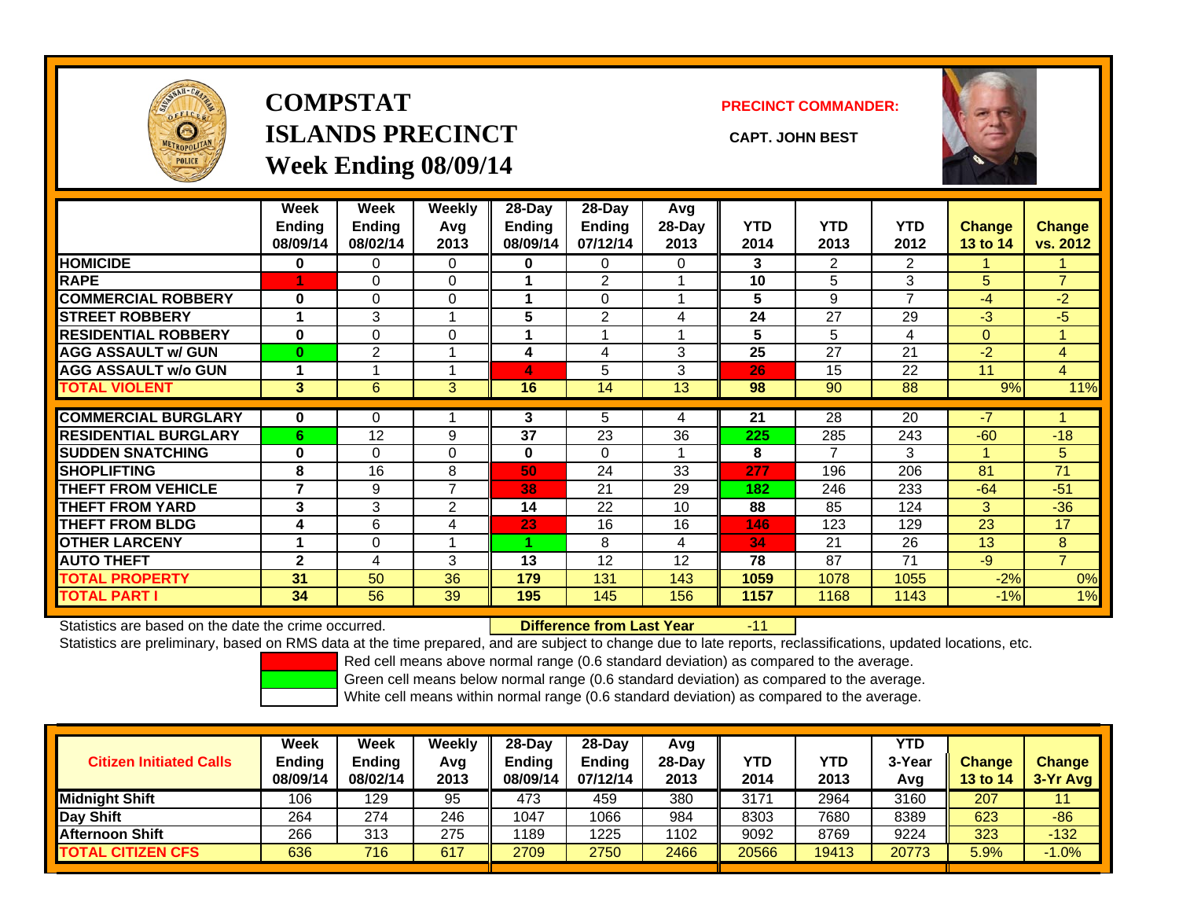# COMPSTAT ISLANDS PRECINCT Week Ending 08/09/14

**PRECINCT COMMANDER:**

**CAPT. JOHN BEST**

| | Week Ending 08/09/14 | Week Ending 08/02/14 | Weekly Avg 2013 | 28-Day Ending 08/09/14 | 28-Day Ending 07/12/14 | Avg 28-Day 2013 | YTD 2014 | YTD 2013 | YTD 2012 | Change 13 to 14 | Change vs. 2012 |
|---|---|---|---|---|---|---|---|---|---|---|---|
| HOMICIDE | 0 | 0 | 0 | 0 | 0 | 0 | 3 | 2 | 2 | 1 | 1 |
| RAPE | 1 | 0 | 0 | 1 | 2 | 1 | 10 | 5 | 3 | 5 | 7 |
| COMMERCIAL ROBBERY | 0 | 0 | 0 | 1 | 0 | 1 | 5 | 9 | 7 | -4 | -2 |
| STREET ROBBERY | 1 | 3 | 1 | 5 | 2 | 4 | 24 | 27 | 29 | -3 | -5 |
| RESIDENTIAL ROBBERY | 0 | 0 | 0 | 1 | 1 | 1 | 5 | 5 | 4 | 0 | 1 |
| AGG ASSAULT w/ GUN | 0 | 2 | 1 | 4 | 4 | 3 | 25 | 27 | 21 | -2 | 4 |
| AGG ASSAULT w/o GUN | 1 | 1 | 1 | 4 | 5 | 3 | 26 | 15 | 22 | 11 | 4 |
| TOTAL VIOLENT | 3 | 6 | 3 | 16 | 14 | 13 | 98 | 90 | 88 | 9% | 11% |
| COMMERCIAL BURGLARY | 0 | 0 | 1 | 3 | 5 | 4 | 21 | 28 | 20 | -7 | 1 |
| RESIDENTIAL BURGLARY | 6 | 12 | 9 | 37 | 23 | 36 | 225 | 285 | 243 | -60 | -18 |
| SUDDEN SNATCHING | 0 | 0 | 0 | 0 | 0 | 1 | 8 | 7 | 3 | 1 | 5 |
| SHOPLIFTING | 8 | 16 | 8 | 50 | 24 | 33 | 277 | 196 | 206 | 81 | 71 |
| THEFT FROM VEHICLE | 7 | 9 | 7 | 38 | 21 | 29 | 182 | 246 | 233 | -64 | -51 |
| THEFT FROM YARD | 3 | 3 | 2 | 14 | 22 | 10 | 88 | 85 | 124 | 3 | -36 |
| THEFT FROM BLDG | 4 | 6 | 4 | 23 | 16 | 16 | 146 | 123 | 129 | 23 | 17 |
| OTHER LARCENY | 1 | 0 | 1 | 1 | 8 | 4 | 34 | 21 | 26 | 13 | 8 |
| AUTO THEFT | 2 | 4 | 3 | 13 | 12 | 12 | 78 | 87 | 71 | -9 | 7 |
| TOTAL PROPERTY | 31 | 50 | 36 | 179 | 131 | 143 | 1059 | 1078 | 1055 | -2% | 0% |
| TOTAL PART I | 34 | 56 | 39 | 195 | 145 | 156 | 1157 | 1168 | 1143 | -1% | 1% |

Statistics are based on the date the crime occurred. **Difference from Last Year** -11

Statistics are preliminary, based on RMS data at the time prepared, and are subject to change due to late reports, reclassifications, updated locations, etc.

Red cell means above normal range (0.6 standard deviation) as compared to the average.

Green cell means below normal range (0.6 standard deviation) as compared to the average.

White cell means within normal range (0.6 standard deviation) as compared to the average.

| Citizen Initiated Calls | Week Ending 08/09/14 | Week Ending 08/02/14 | Weekly Avg 2013 | 28-Day Ending 08/09/14 | 28-Day Ending 07/12/14 | Avg 28-Day 2013 | YTD 2014 | YTD 2013 | YTD 3-Year Avg | Change 13 to 14 | Change 3-Yr Avg |
|---|---|---|---|---|---|---|---|---|---|---|---|
| Midnight Shift | 106 | 129 | 95 | 473 | 459 | 380 | 3171 | 2964 | 3160 | 207 | 11 |
| Day Shift | 264 | 274 | 246 | 1047 | 1066 | 984 | 8303 | 7680 | 8389 | 623 | -86 |
| Afternoon Shift | 266 | 313 | 275 | 1189 | 1225 | 1102 | 9092 | 8769 | 9224 | 323 | -132 |
| TOTAL CITIZEN CFS | 636 | 716 | 617 | 2709 | 2750 | 2466 | 20566 | 19413 | 20773 | 5.9% | -1.0% |